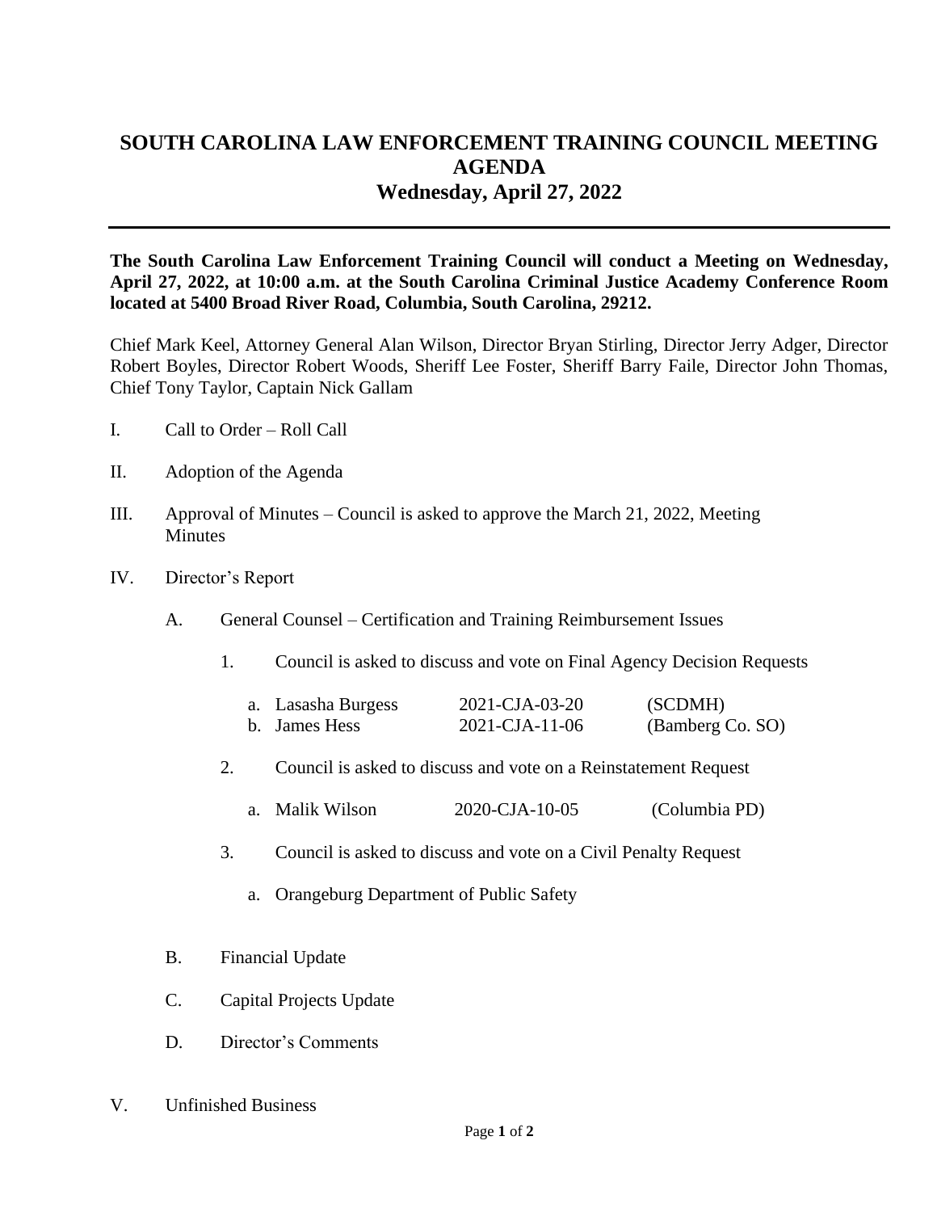# SOUTH CAROLINA LAW ENFORCEMENT TRAINING COUNCIL MEETING AGENDA

## Wednesday, April 27, 2022

---

**The South Carolina Law Enforcement Training Council will conduct a Meeting on Wednesday, April 27, 2022, at 10:00 a.m. at the South Carolina Criminal Justice Academy Conference Room located at 5400 Broad River Road, Columbia, South Carolina, 29212.**

Chief Mark Keel, Attorney General Alan Wilson, Director Bryan Stirling, Director Jerry Adger, Director Robert Boyles, Director Robert Woods, Sheriff Lee Foster, Sheriff Barry Faile, Director John Thomas, Chief Tony Taylor, Captain Nick Gallam

I. Call to Order – Roll Call

II. Adoption of the Agenda

III. Approval of Minutes – Council is asked to approve the March 21, 2022, Meeting Minutes

IV. Director's Report

   A. General Counsel – Certification and Training Reimbursement Issues

      1. Council is asked to discuss and vote on Final Agency Decision Requests

         a. Lasasha Burgess 2021-CJA-03-20 (SCDMH)
         b. James Hess 2021-CJA-11-06 (Bamberg Co. SO)

      2. Council is asked to discuss and vote on a Reinstatement Request

         a. Malik Wilson 2020-CJA-10-05 (Columbia PD)

      3. Council is asked to discuss and vote on a Civil Penalty Request

         a. Orangeburg Department of Public Safety

   B. Financial Update

   C. Capital Projects Update

   D. Director's Comments

V. Unfinished Business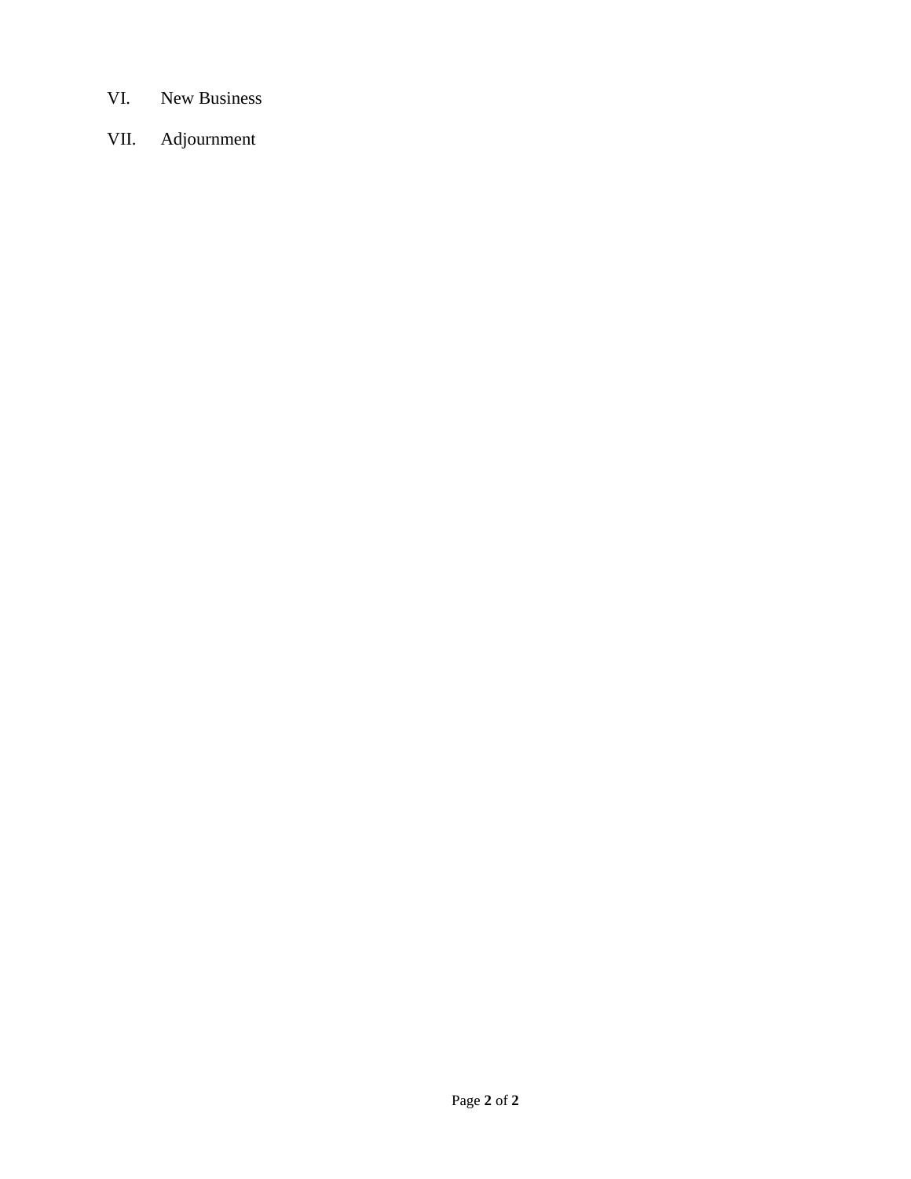VI. New Business

VII. Adjournment